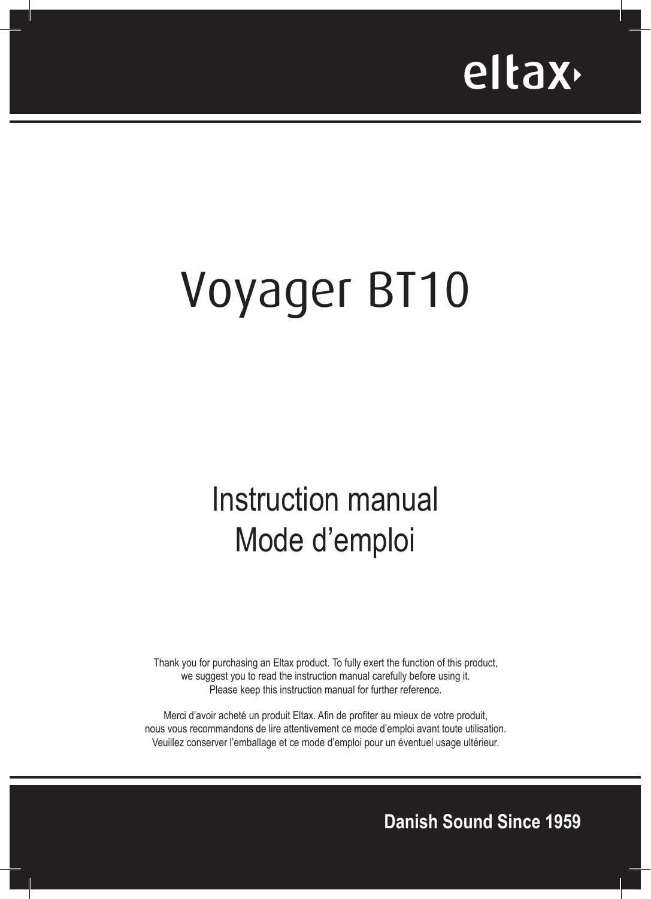eltax

# Voyager BT10

## Instruction manual
## Mode d'emploi

Thank you for purchasing an Eltax product. To fully exert the function of this product, we suggest you to read the instruction manual carefully before using it.
Please keep this instruction manual for further reference.

Merci d'avoir acheté un produit Eltax. Afin de profiter au mieux de votre produit, nous vous recommandons de lire attentivement ce mode d'emploi avant toute utilisation.
Veuillez conserver l'emballage et ce mode d'emploi pour un éventuel usage ultérieur.

**Danish Sound Since 1959**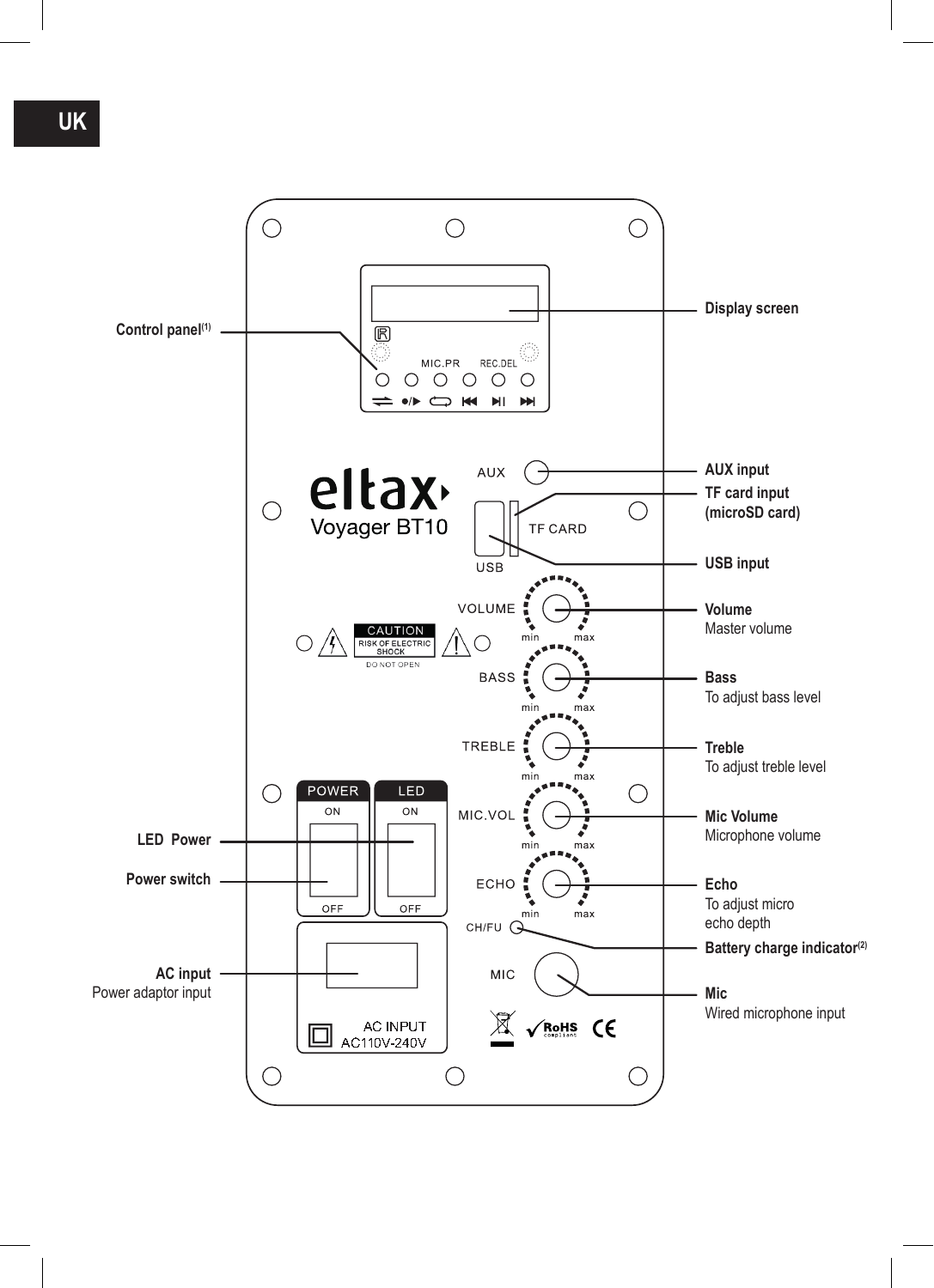UK

Control panel[1]

Display screen

AUX input

TF card input (microSD card)

USB input

**Volume**
Master volume

**Bass**
To adjust bass level

**Treble**
To adjust treble level

**Mic Volume**
Microphone volume

**Echo**
To adjust micro echo depth

**Battery charge indicator[2]**

**Mic**
Wired microphone input

LED Power

Power switch

**AC input**
Power adaptor input

MIC.PR REC.DEL

eltax Voyager BT10

AUX

TF CARD

USB

VOLUME min max

BASS min max

TREBLE min max

MIC.VOL min max

ECHO min max

CH/FU

MIC

CAUTION RISK OF ELECTRIC SHOCK DO NOT OPEN

POWER ON OFF

LED ON OFF

AC INPUT AC110V-240V

RoHS compliant CE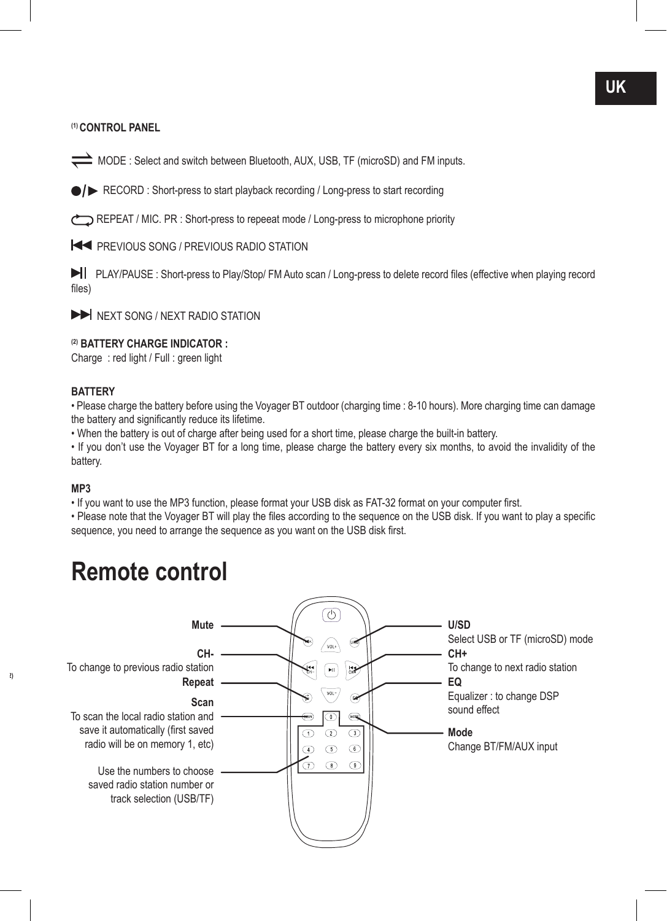UK

### (1) CONTROL PANEL

MODE : Select and switch between Bluetooth, AUX, USB, TF (microSD) and FM inputs.

RECORD : Short-press to start playback recording / Long-press to start recording

REPEAT / MIC. PR : Short-press to repeeat mode / Long-press to microphone priority

PREVIOUS SONG / PREVIOUS RADIO STATION

PLAY/PAUSE : Short-press to Play/Stop/ FM Auto scan / Long-press to delete record files (effective when playing record files)

NEXT SONG / NEXT RADIO STATION

**(2) BATTERY CHARGE INDICATOR :**
Charge : red light / Full : green light

**BATTERY**

- Please charge the battery before using the Voyager BT outdoor (charging time : 8-10 hours). More charging time can damage the battery and significantly reduce its lifetime.
- When the battery is out of charge after being used for a short time, please charge the built-in battery.
- If you don't use the Voyager BT for a long time, please charge the battery every six months, to avoid the invalidity of the battery.

**MP3**

- If you want to use the MP3 function, please format your USB disk as FAT-32 format on your computer first.
- Please note that the Voyager BT will play the files according to the sequence on the USB disk. If you want to play a specific sequence, you need to arrange the sequence as you want on the USB disk first.

# Remote control

**Mute**

**CH-**
To change to previous radio station

**Repeat**

**Scan**
To scan the local radio station and save it automatically (first saved radio will be on memory 1, etc)

Use the numbers to choose saved radio station number or track selection (USB/TF)

**U/SD**
Select USB or TF (microSD) mode

**CH+**
To change to next radio station

**EQ**
Equalizer : to change DSP sound effect

**Mode**
Change BT/FM/AUX input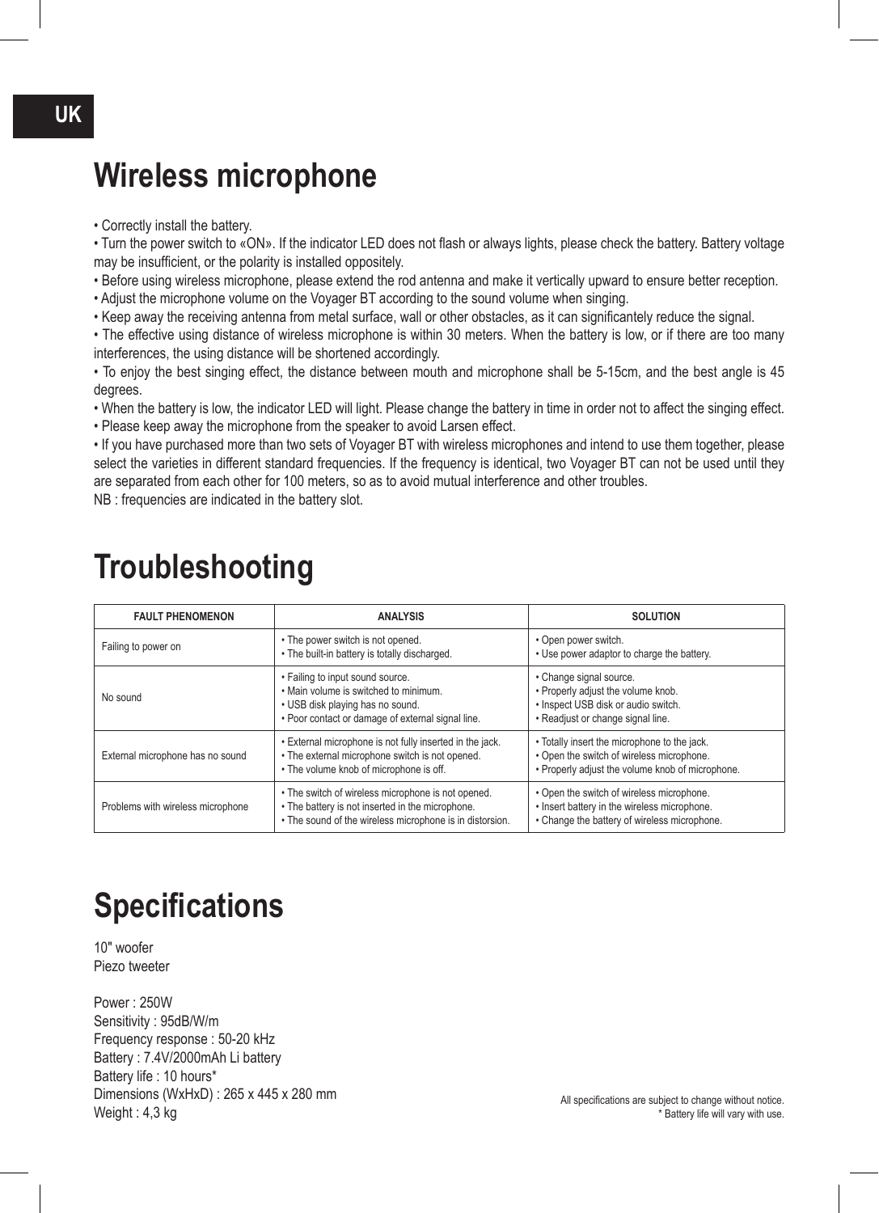UK

# Wireless microphone

- Correctly install the battery.
- Turn the power switch to «ON». If the indicator LED does not flash or always lights, please check the battery. Battery voltage may be insufficient, or the polarity is installed oppositely.
- Before using wireless microphone, please extend the rod antenna and make it vertically upward to ensure better reception.
- Adjust the microphone volume on the Voyager BT according to the sound volume when singing.
- Keep away the receiving antenna from metal surface, wall or other obstacles, as it can significantely reduce the signal.
- The effective using distance of wireless microphone is within 30 meters. When the battery is low, or if there are too many interferences, the using distance will be shortened accordingly.
- To enjoy the best singing effect, the distance between mouth and microphone shall be 5-15cm, and the best angle is 45 degrees.
- When the battery is low, the indicator LED will light. Please change the battery in time in order not to affect the singing effect.
- Please keep away the microphone from the speaker to avoid Larsen effect.
- If you have purchased more than two sets of Voyager BT with wireless microphones and intend to use them together, please select the varieties in different standard frequencies. If the frequency is identical, two Voyager BT can not be used until they are separated from each other for 100 meters, so as to avoid mutual interference and other troubles.

NB : frequencies are indicated in the battery slot.

# Troubleshooting

| FAULT PHENOMENON | ANALYSIS | SOLUTION |
|---|---|---|
| Failing to power on | • The power switch is not opened.<br>• The built-in battery is totally discharged. | • Open power switch.<br>• Use power adaptor to charge the battery. |
| No sound | • Failing to input sound source.<br>• Main volume is switched to minimum.<br>• USB disk playing has no sound.<br>• Poor contact or damage of external signal line. | • Change signal source.<br>• Properly adjust the volume knob.<br>• Inspect USB disk or audio switch.<br>• Readjust or change signal line. |
| External microphone has no sound | • External microphone is not fully inserted in the jack.<br>• The external microphone switch is not opened.<br>• The volume knob of microphone is off. | • Totally insert the microphone to the jack.<br>• Open the switch of wireless microphone.<br>• Properly adjust the volume knob of microphone. |
| Problems with wireless microphone | • The switch of wireless microphone is not opened.<br>• The battery is not inserted in the microphone.<br>• The sound of the wireless microphone is in distorsion. | • Open the switch of wireless microphone.<br>• Insert battery in the wireless microphone.<br>• Change the battery of wireless microphone. |

# Specifications

10" woofer
Piezo tweeter

Power : 250W
Sensitivity : 95dB/W/m
Frequency response : 50-20 kHz
Battery : 7.4V/2000mAh Li battery
Battery life : 10 hours*
Dimensions (WxHxD) : 265 x 445 x 280 mm
Weight : 4,3 kg

All specifications are subject to change without notice.
* Battery life will vary with use.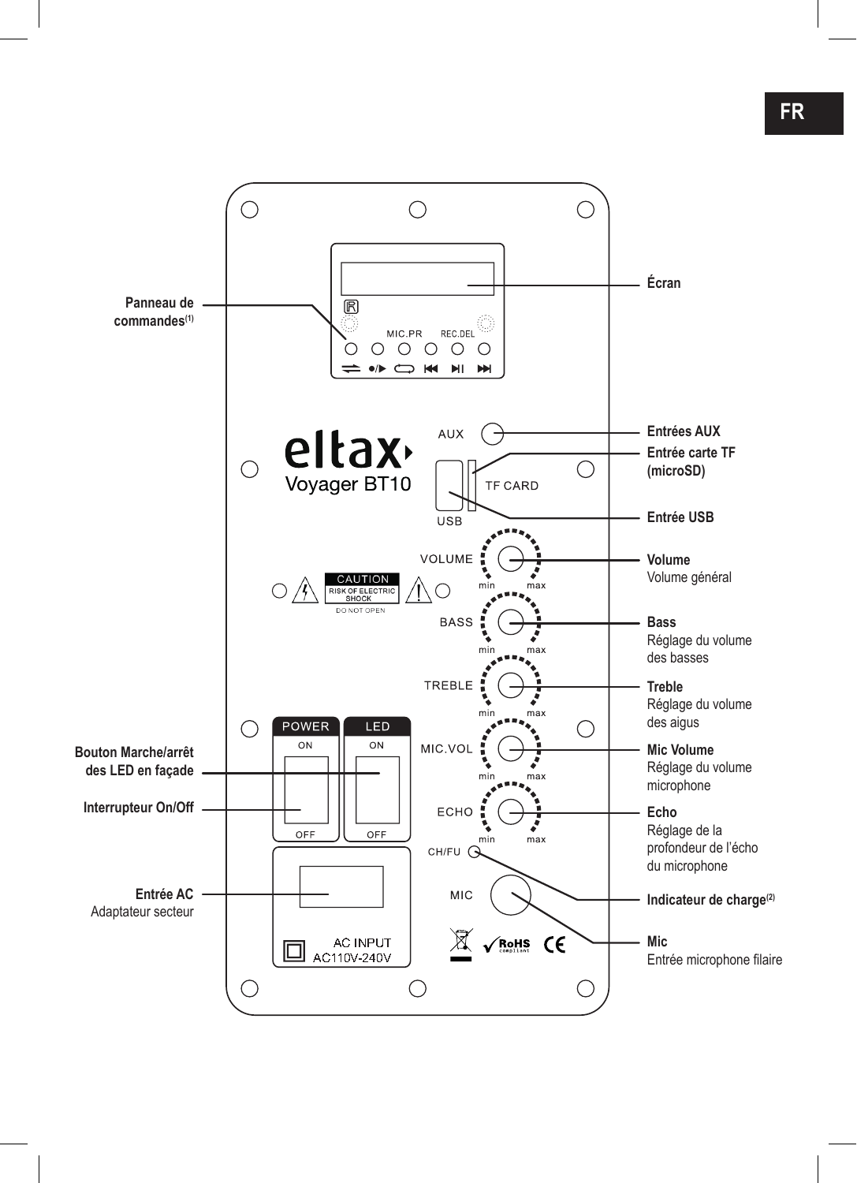FR

Panneau de commandes[1]

MIC.PR REC.DEL

Écran

eltax
Voyager BT10

AUX

TF CARD

USB

Entrées AUX

Entrée carte TF (microSD)

Entrée USB

VOLUME

**Volume**
Volume général

CAUTION
RISK OF ELECTRIC SHOCK
DO NOT OPEN

BASS

**Bass**
Réglage du volume des basses

TREBLE

**Treble**
Réglage du volume des aigus

POWER LED
ON ON
OFF OFF

MIC.VOL

**Mic Volume**
Réglage du volume microphone

Bouton Marche/arrêt des LED en façade

Interrupteur On/Off

ECHO

**Echo**
Réglage de la profondeur de l'écho du microphone

CH/FU

Indicateur de charge[2]

Entrée AC
Adaptateur secteur

AC INPUT
AC110V-240V

MIC

**Mic**
Entrée microphone filaire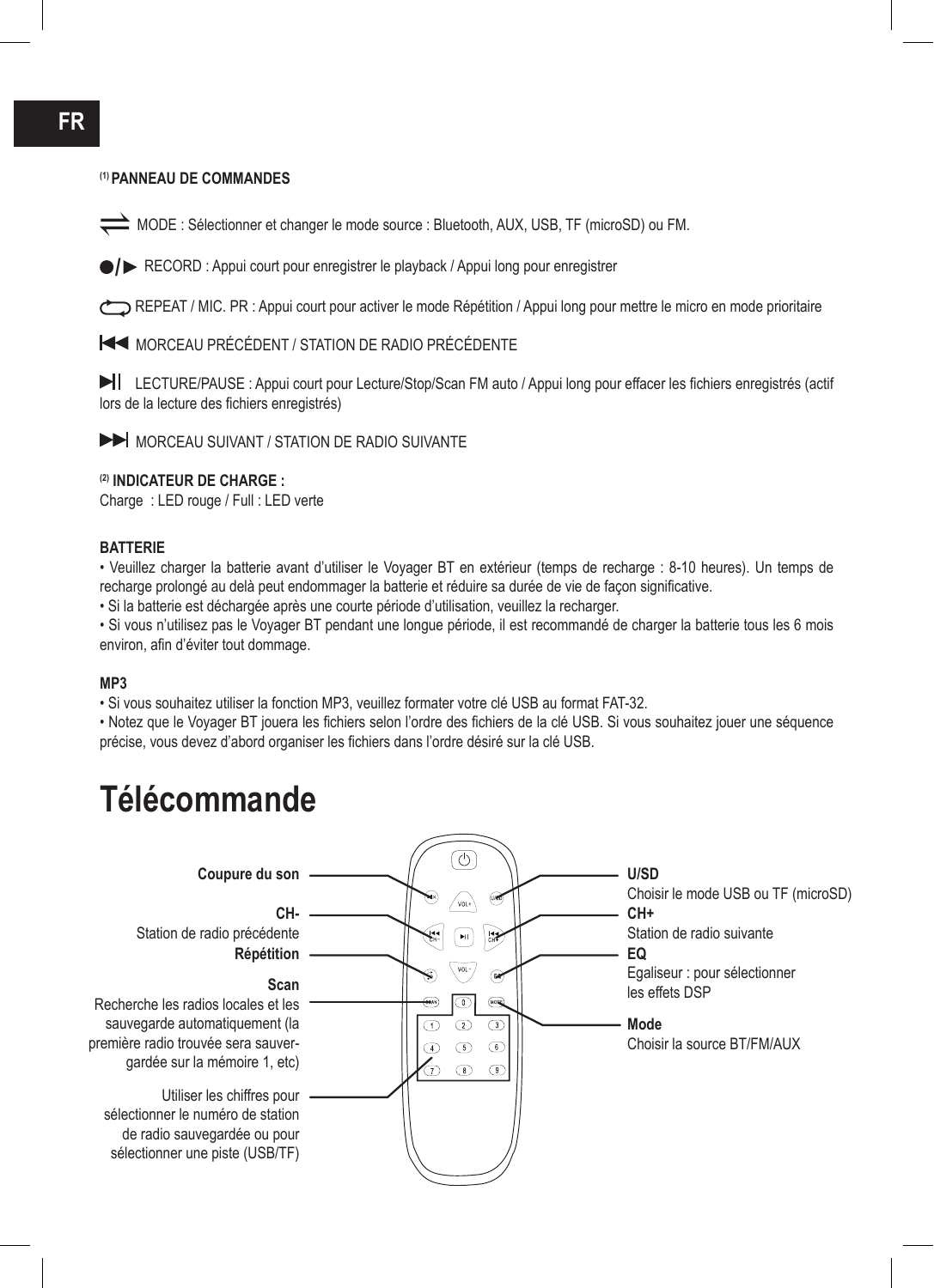FR

**[(1)] PANNEAU DE COMMANDES**

MODE : Sélectionner et changer le mode source : Bluetooth, AUX, USB, TF (microSD) ou FM.

RECORD : Appui court pour enregistrer le playback / Appui long pour enregistrer

REPEAT / MIC. PR : Appui court pour activer le mode Répétition / Appui long pour mettre le micro en mode prioritaire

MORCEAU PRÉCÉDENT / STATION DE RADIO PRÉCÉDENTE

LECTURE/PAUSE : Appui court pour Lecture/Stop/Scan FM auto / Appui long pour effacer les fichiers enregistrés (actif lors de la lecture des fichiers enregistrés)

MORCEAU SUIVANT / STATION DE RADIO SUIVANTE

**[(2)] INDICATEUR DE CHARGE :**
Charge : LED rouge / Full : LED verte

**BATTERIE**

- Veuillez charger la batterie avant d'utiliser le Voyager BT en extérieur (temps de recharge : 8-10 heures). Un temps de recharge prolongé au delà peut endommager la batterie et réduire sa durée de vie de façon significative.
- Si la batterie est déchargée après une courte période d'utilisation, veuillez la recharger.
- Si vous n'utilisez pas le Voyager BT pendant une longue période, il est recommandé de charger la batterie tous les 6 mois environ, afin d'éviter tout dommage.

**MP3**

- Si vous souhaitez utiliser la fonction MP3, veuillez formater votre clé USB au format FAT-32.
- Notez que le Voyager BT jouera les fichiers selon l'ordre des fichiers de la clé USB. Si vous souhaitez jouer une séquence précise, vous devez d'abord organiser les fichiers dans l'ordre désiré sur la clé USB.

# Télécommande

**Coupure du son**

**CH-**
Station de radio précédente

**Répétition**

**Scan**
Recherche les radios locales et les sauvegarde automatiquement (la première radio trouvée sera sauvergardée sur la mémoire 1, etc)

Utiliser les chiffres pour sélectionner le numéro de station de radio sauvegardée ou pour sélectionner une piste (USB/TF)

**U/SD**
Choisir le mode USB ou TF (microSD)

**CH+**
Station de radio suivante

**EQ**
Egaliseur : pour sélectionner les effets DSP

**Mode**
Choisir la source BT/FM/AUX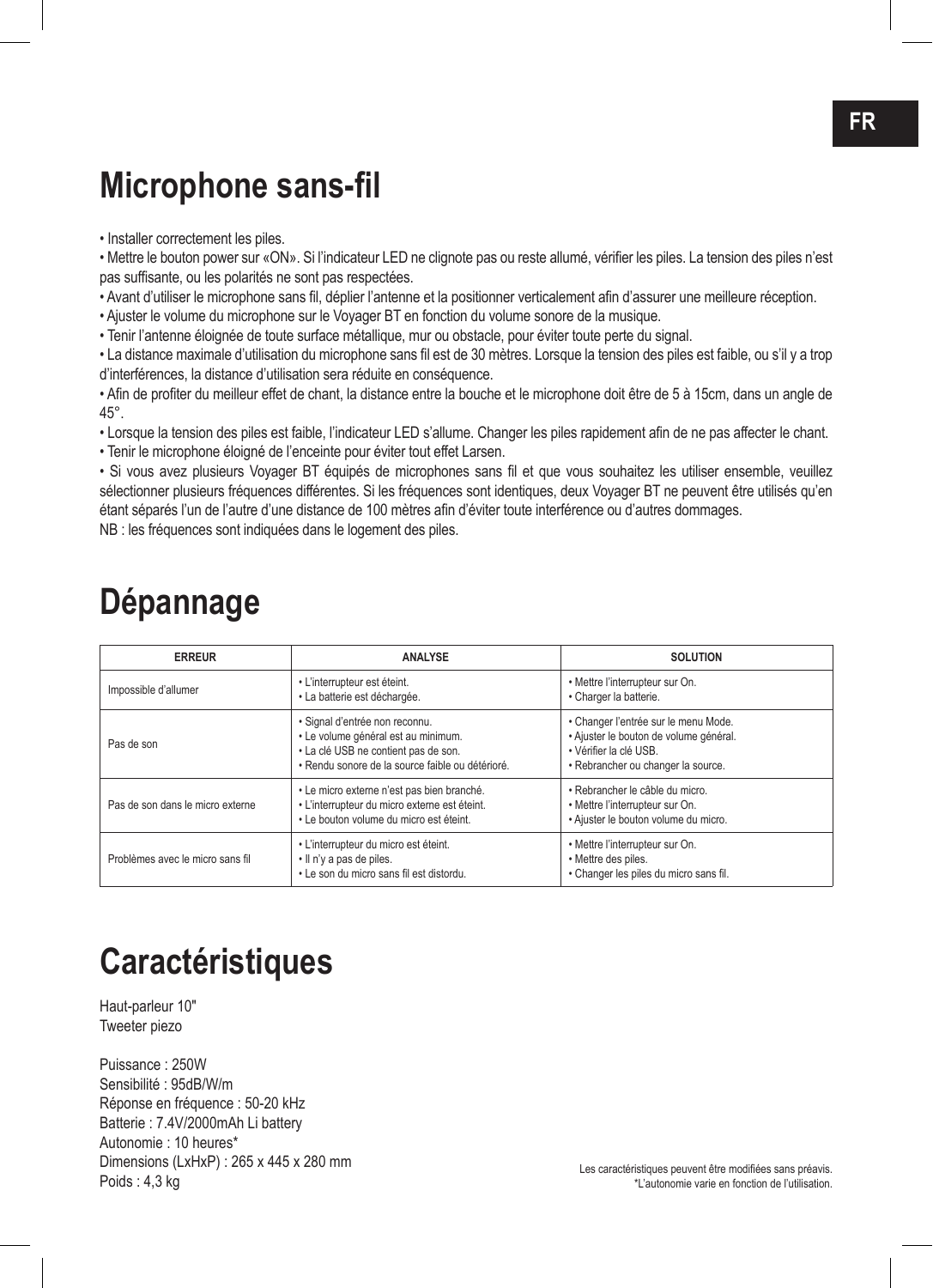# Microphone sans-fil

• Installer correctement les piles.
• Mettre le bouton power sur «ON». Si l'indicateur LED ne clignote pas ou reste allumé, vérifier les piles. La tension des piles n'est pas suffisante, ou les polarités ne sont pas respectées.
• Avant d'utiliser le microphone sans fil, déplier l'antenne et la positionner verticalement afin d'assurer une meilleure réception.
• Ajuster le volume du microphone sur le Voyager BT en fonction du volume sonore de la musique.
• Tenir l'antenne éloignée de toute surface métallique, mur ou obstacle, pour éviter toute perte du signal.
• La distance maximale d'utilisation du microphone sans fil est de 30 mètres. Lorsque la tension des piles est faible, ou s'il y a trop d'interférences, la distance d'utilisation sera réduite en conséquence.
• Afin de profiter du meilleur effet de chant, la distance entre la bouche et le microphone doit être de 5 à 15cm, dans un angle de 45°.
• Lorsque la tension des piles est faible, l'indicateur LED s'allume. Changer les piles rapidement afin de ne pas affecter le chant.
• Tenir le microphone éloigné de l'enceinte pour éviter tout effet Larsen.
• Si vous avez plusieurs Voyager BT équipés de microphones sans fil et que vous souhaitez les utiliser ensemble, veuillez sélectionner plusieurs fréquences différentes. Si les fréquences sont identiques, deux Voyager BT ne peuvent être utilisés qu'en étant séparés l'un de l'autre d'une distance de 100 mètres afin d'éviter toute interférence ou d'autres dommages.
NB : les fréquences sont indiquées dans le logement des piles.

# Dépannage

| ERREUR | ANALYSE | SOLUTION |
|---|---|---|
| Impossible d'allumer | • L'interrupteur est éteint.<br>• La batterie est déchargée. | • Mettre l'interrupteur sur On.<br>• Charger la batterie. |
| Pas de son | • Signal d'entrée non reconnu.<br>• Le volume général est au minimum.<br>• La clé USB ne contient pas de son.<br>• Rendu sonore de la source faible ou détérioré. | • Changer l'entrée sur le menu Mode.<br>• Ajuster le bouton de volume général.<br>• Vérifier la clé USB.<br>• Rebrancher ou changer la source. |
| Pas de son dans le micro externe | • Le micro externe n'est pas bien branché.<br>• L'interrupteur du micro externe est éteint.<br>• Le bouton volume du micro est éteint. | • Rebrancher le câble du micro.<br>• Mettre l'interrupteur sur On.<br>• Ajuster le bouton volume du micro. |
| Problèmes avec le micro sans fil | • L'interrupteur du micro est éteint.<br>• Il n'y a pas de piles.<br>• Le son du micro sans fil est distordu. | • Mettre l'interrupteur sur On.<br>• Mettre des piles.<br>• Changer les piles du micro sans fil. |

# Caractéristiques

Haut-parleur 10"
Tweeter piezo

Puissance : 250W
Sensibilité : 95dB/W/m
Réponse en fréquence : 50-20 kHz
Batterie : 7.4V/2000mAh Li battery
Autonomie : 10 heures*
Dimensions (LxHxP) : 265 x 445 x 280 mm
Poids : 4,3 kg

Les caractéristiques peuvent être modifiées sans préavis.
*L'autonomie varie en fonction de l'utilisation.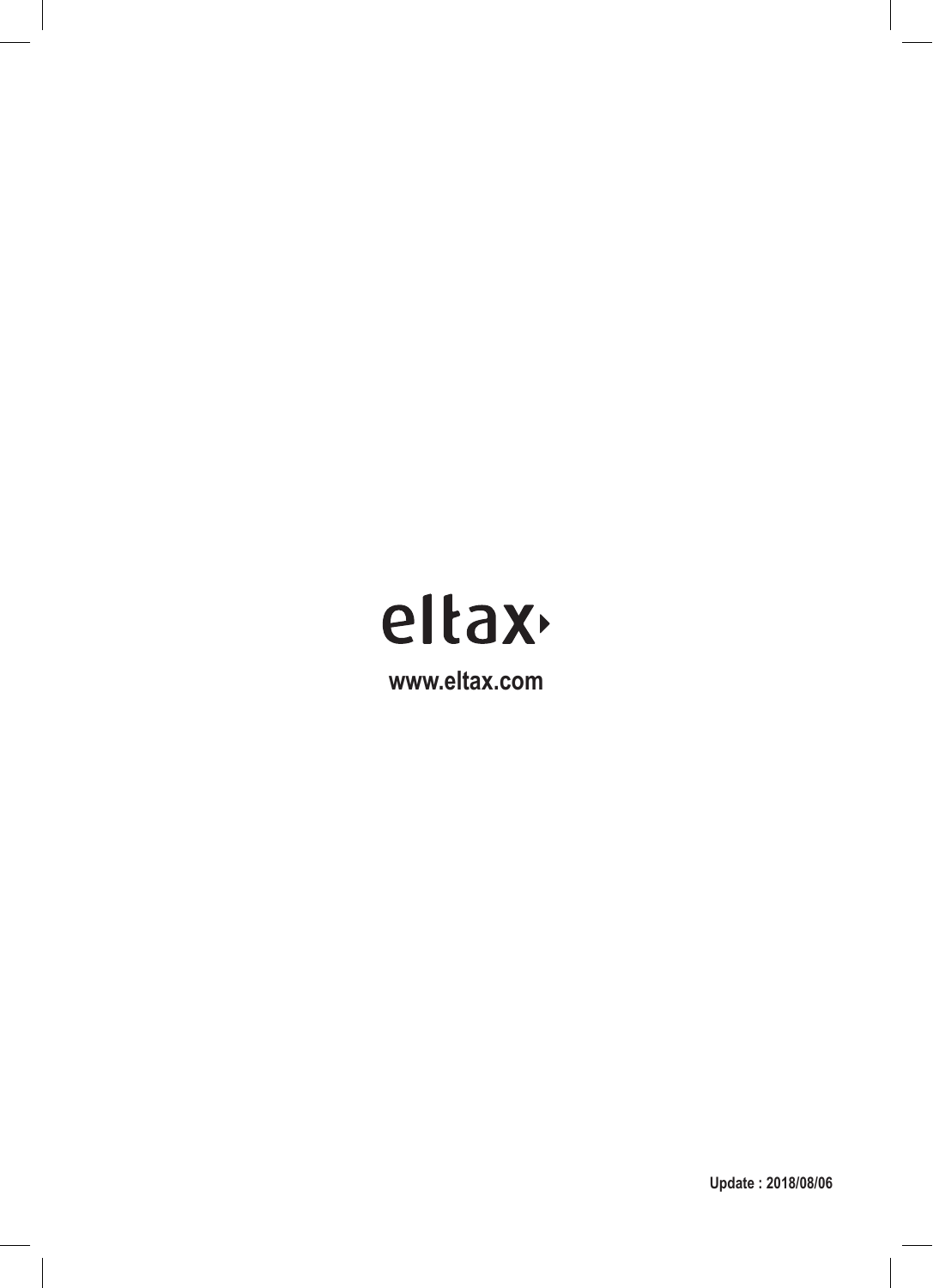eltax

**www.eltax.com**

**Update : 2018/08/06**